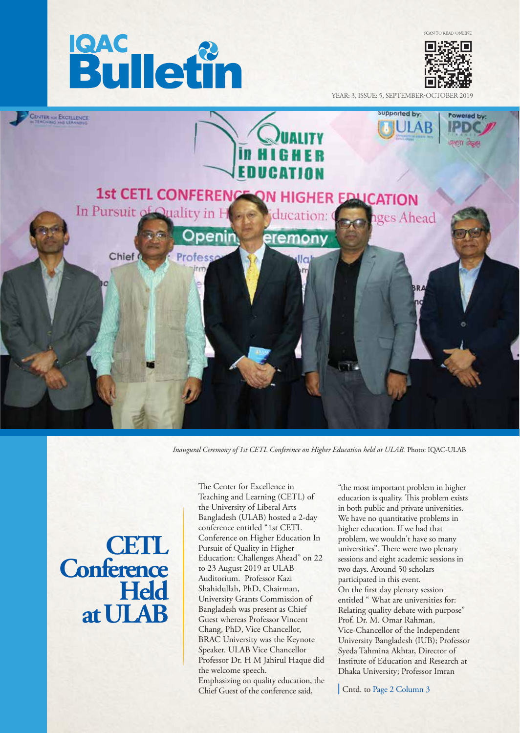# IQAC Bulletin

SCAN TO READ ONLINE

YEAR: 3, ISSUE: 5, SEPTEMBER-OCTOBER 2019

*Inaugural Ceremony of 1st CETL Conference on Higher Education held at ULAB.* Photo: IQAC-ULAB

## CETL Conference Held at ULAB

The Center for Excellence in Teaching and Learning (CETL) of the University of Liberal Arts Bangladesh (ULAB) hosted a 2-day conference entitled "1st CETL Conference on Higher Education In Pursuit of Quality in Higher Education: Challenges Ahead" on 22 to 23 August 2019 at ULAB Auditorium. Professor Kazi Shahidullah, PhD, Chairman, University Grants Commission of Bangladesh was present as Chief Guest whereas Professor Vincent Chang, PhD, Vice Chancellor, BRAC University was the Keynote Speaker. ULAB Vice Chancellor Professor Dr. H M Jahirul Haque did the welcome speech.

Emphasizing on quality education, the Chief Guest of the conference said, "the most important problem in higher education is quality. This problem exists in both public and private universities. We have no quantitative problems in higher education. If we had that problem, we wouldn't have so many universities". There were two plenary sessions and eight academic sessions in two days. Around 50 scholars participated in this event.

On the first day plenary session entitled " What are universities for: Relating quality debate with purpose" Prof. Dr. M. Omar Rahman, Vice-Chancellor of the Independent University Bangladesh (IUB); Professor Syeda Tahmina Akhtar, Director of Institute of Education and Research at Dhaka University; Professor Imran

Cntd. to Page 2 Column 3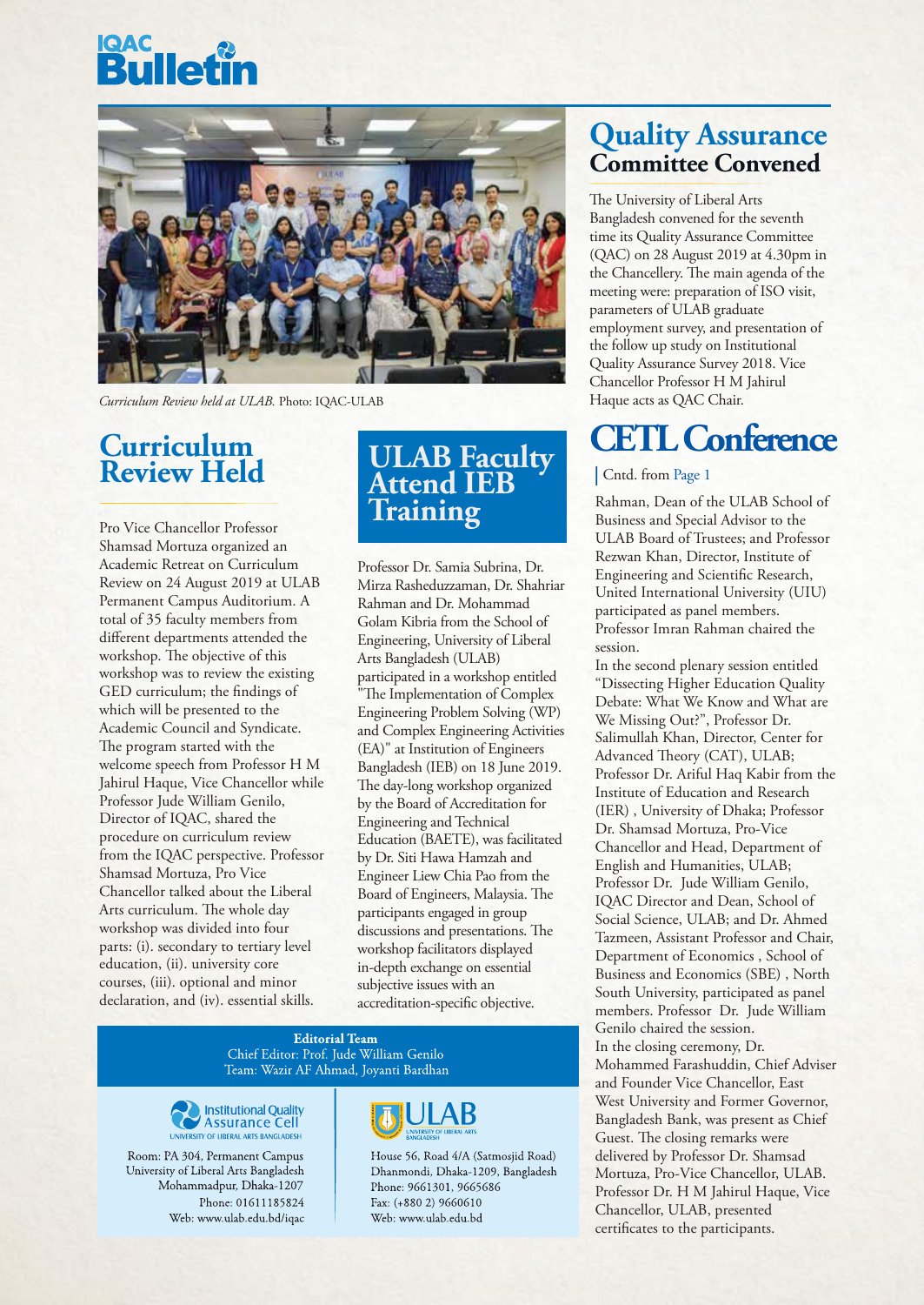# IQAC Bulletin

*Curriculum Review held at ULAB.* Photo: IQAC-ULAB

## Curriculum Review Held

Pro Vice Chancellor Professor Shamsad Mortuza organized an Academic Retreat on Curriculum Review on 24 August 2019 at ULAB Permanent Campus Auditorium. A total of 35 faculty members from different departments attended the workshop. The objective of this workshop was to review the existing GED curriculum; the findings of which will be presented to the Academic Council and Syndicate. The program started with the welcome speech from Professor H M Jahirul Haque, Vice Chancellor while Professor Jude William Genilo, Director of IQAC, shared the procedure on curriculum review from the IQAC perspective. Professor Shamsad Mortuza, Pro Vice Chancellor talked about the Liberal Arts curriculum. The whole day workshop was divided into four parts: (i). secondary to tertiary level education, (ii). university core courses, (iii). optional and minor declaration, and (iv). essential skills.

## ULAB Faculty Attend IEB Training

Professor Dr. Samia Subrina, Dr. Mirza Rasheduzzaman, Dr. Shahriar Rahman and Dr. Mohammad Golam Kibria from the School of Engineering, University of Liberal Arts Bangladesh (ULAB) participated in a workshop entitled "The Implementation of Complex Engineering Problem Solving (WP) and Complex Engineering Activities (EA)" at Institution of Engineers Bangladesh (IEB) on 18 June 2019. The day-long workshop organized by the Board of Accreditation for Engineering and Technical Education (BAETE), was facilitated by Dr. Siti Hawa Hamzah and Engineer Liew Chia Pao from the Board of Engineers, Malaysia. The participants engaged in group discussions and presentations. The workshop facilitators displayed in-depth exchange on essential subjective issues with an accreditation-specific objective.

## Quality Assurance Committee Convened

The University of Liberal Arts Bangladesh convened for the seventh time its Quality Assurance Committee (QAC) on 28 August 2019 at 4.30pm in the Chancellery. The main agenda of the meeting were: preparation of ISO visit, parameters of ULAB graduate employment survey, and presentation of the follow up study on Institutional Quality Assurance Survey 2018. Vice Chancellor Professor H M Jahirul Haque acts as QAC Chair.

## CETL Conference

Cntd. from Page 1

Rahman, Dean of the ULAB School of Business and Special Advisor to the ULAB Board of Trustees; and Professor Rezwan Khan, Director, Institute of Engineering and Scientific Research, United International University (UIU) participated as panel members. Professor Imran Rahman chaired the session.

In the second plenary session entitled "Dissecting Higher Education Quality Debate: What We Know and What are We Missing Out?", Professor Dr. Salimullah Khan, Director, Center for Advanced Theory (CAT), ULAB; Professor Dr. Ariful Haq Kabir from the Institute of Education and Research (IER) , University of Dhaka; Professor Dr. Shamsad Mortuza, Pro-Vice Chancellor and Head, Department of English and Humanities, ULAB; Professor Dr. Jude William Genilo, IQAC Director and Dean, School of Social Science, ULAB; and Dr. Ahmed Tazmeen, Assistant Professor and Chair, Department of Economics , School of Business and Economics (SBE) , North South University, participated as panel members. Professor Dr. Jude William Genilo chaired the session.

In the closing ceremony, Dr. Mohammed Farashuddin, Chief Adviser and Founder Vice Chancellor, East West University and Former Governor, Bangladesh Bank, was present as Chief Guest. The closing remarks were delivered by Professor Dr. Shamsad Mortuza, Pro-Vice Chancellor, ULAB. Professor Dr. H M Jahirul Haque, Vice Chancellor, ULAB, presented certificates to the participants.

**Editorial Team**
Chief Editor: Prof. Jude William Genilo
Team: Wazir AF Ahmad, Joyanti Bardhan

Institutional Quality Assurance Cell
UNIVERSITY OF LIBERAL ARTS BANGLADESH

Room: PA 304, Permanent Campus
University of Liberal Arts Bangladesh
Mohammadpur, Dhaka-1207
Phone: 01611185824
Web: www.ulab.edu.bd/iqac

ULAB
UNIVERSITY OF LIBERAL ARTS BANGLADESH

House 56, Road 4/A (Satmosjid Road)
Dhanmondi, Dhaka-1209, Bangladesh
Phone: 9661301, 9665686
Fax: (+880 2) 9660610
Web: www.ulab.edu.bd